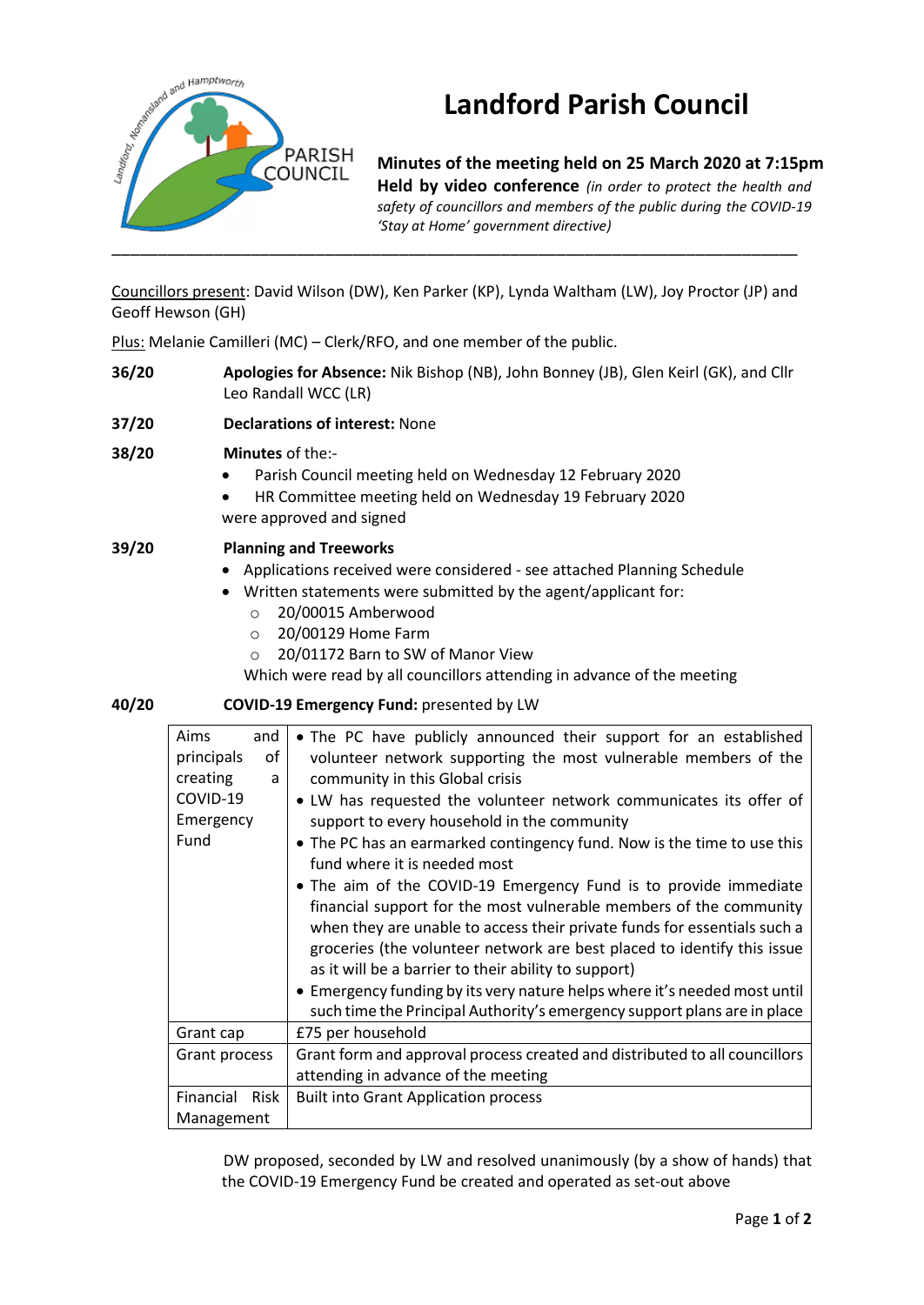# Landford Parish Council

**Minutes of the meeting held on 25 March 2020 at 7:15pm**
**Held by video conference** *(in order to protect the health and safety of councillors and members of the public during the COVID-19 'Stay at Home' government directive)*

---

Councillors present: David Wilson (DW), Ken Parker (KP), Lynda Waltham (LW), Joy Proctor (JP) and Geoff Hewson (GH)

Plus: Melanie Camilleri (MC) – Clerk/RFO, and one member of the public.

**36/20** **Apologies for Absence:** Nik Bishop (NB), John Bonney (JB), Glen Keirl (GK), and Cllr Leo Randall WCC (LR)

**37/20** **Declarations of interest:** None

**38/20** **Minutes** of the:-

- Parish Council meeting held on Wednesday 12 February 2020
- HR Committee meeting held on Wednesday 19 February 2020

were approved and signed

**39/20** **Planning and Treeworks**

- Applications received were considered - see attached Planning Schedule
- Written statements were submitted by the agent/applicant for:
  - 20/00015 Amberwood
  - 20/00129 Home Farm
  - 20/01172 Barn to SW of Manor View

  Which were read by all councillors attending in advance of the meeting

**40/20** **COVID-19 Emergency Fund:** presented by LW

| | |
|---|---|
| Aims and principals of creating a COVID-19 Emergency Fund | • The PC have publicly announced their support for an established volunteer network supporting the most vulnerable members of the community in this Global crisis<br>• LW has requested the volunteer network communicates its offer of support to every household in the community<br>• The PC has an earmarked contingency fund. Now is the time to use this fund where it is needed most<br>• The aim of the COVID-19 Emergency Fund is to provide immediate financial support for the most vulnerable members of the community when they are unable to access their private funds for essentials such a groceries (the volunteer network are best placed to identify this issue as it will be a barrier to their ability to support)<br>• Emergency funding by its very nature helps where it's needed most until such time the Principal Authority's emergency support plans are in place |
| Grant cap | £75 per household |
| Grant process | Grant form and approval process created and distributed to all councillors attending in advance of the meeting |
| Financial Risk Management | Built into Grant Application process |

DW proposed, seconded by LW and resolved unanimously (by a show of hands) that the COVID-19 Emergency Fund be created and operated as set-out above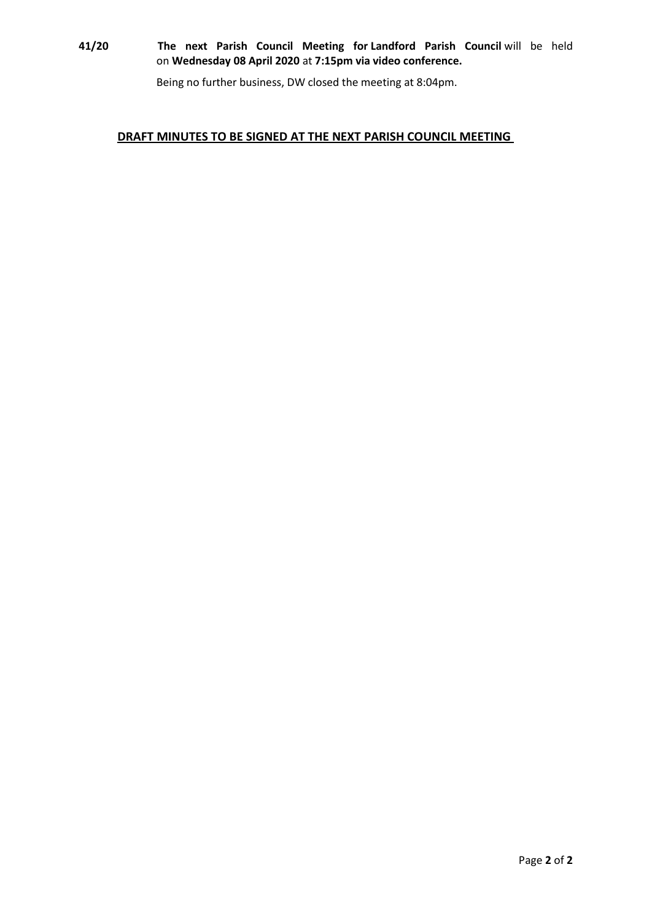**41/20** **The next Parish Council Meeting for Landford Parish Council** will be held on **Wednesday 08 April 2020** at **7:15pm via video conference.**

Being no further business, DW closed the meeting at 8:04pm.

**DRAFT MINUTES TO BE SIGNED AT THE NEXT PARISH COUNCIL MEETING**